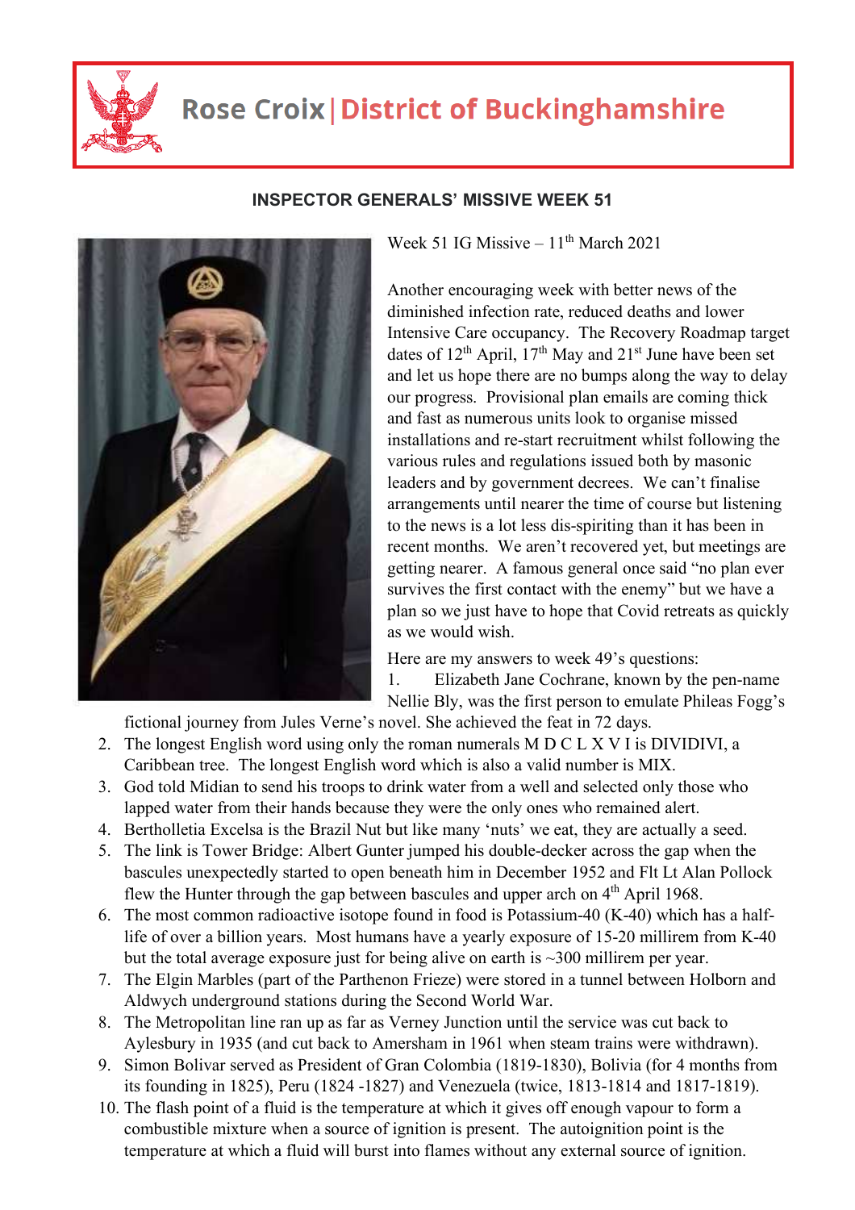# Rose Croix | District of Buckinghamshire

## INSPECTOR GENERALS' MISSIVE WEEK 51

Week 51 IG Missive – 11th March 2021

Another encouraging week with better news of the diminished infection rate, reduced deaths and lower Intensive Care occupancy. The Recovery Roadmap target dates of 12th April, 17th May and 21st June have been set and let us hope there are no bumps along the way to delay our progress. Provisional plan emails are coming thick and fast as numerous units look to organise missed installations and re-start recruitment whilst following the various rules and regulations issued both by masonic leaders and by government decrees. We can't finalise arrangements until nearer the time of course but listening to the news is a lot less dis-spiriting than it has been in recent months. We aren't recovered yet, but meetings are getting nearer. A famous general once said "no plan ever survives the first contact with the enemy" but we have a plan so we just have to hope that Covid retreats as quickly as we would wish.

Here are my answers to week 49's questions:

1. Elizabeth Jane Cochrane, known by the pen-name Nellie Bly, was the first person to emulate Phileas Fogg's fictional journey from Jules Verne's novel. She achieved the feat in 72 days.
2. The longest English word using only the roman numerals M D C L X V I is DIVIDIVI, a Caribbean tree. The longest English word which is also a valid number is MIX.
3. God told Midian to send his troops to drink water from a well and selected only those who lapped water from their hands because they were the only ones who remained alert.
4. Bertholletia Excelsa is the Brazil Nut but like many 'nuts' we eat, they are actually a seed.
5. The link is Tower Bridge: Albert Gunter jumped his double-decker across the gap when the bascules unexpectedly started to open beneath him in December 1952 and Flt Lt Alan Pollock flew the Hunter through the gap between bascules and upper arch on 4th April 1968.
6. The most common radioactive isotope found in food is Potassium-40 (K-40) which has a half-life of over a billion years. Most humans have a yearly exposure of 15-20 millirem from K-40 but the total average exposure just for being alive on earth is ~300 millirem per year.
7. The Elgin Marbles (part of the Parthenon Frieze) were stored in a tunnel between Holborn and Aldwych underground stations during the Second World War.
8. The Metropolitan line ran up as far as Verney Junction until the service was cut back to Aylesbury in 1935 (and cut back to Amersham in 1961 when steam trains were withdrawn).
9. Simon Bolivar served as President of Gran Colombia (1819-1830), Bolivia (for 4 months from its founding in 1825), Peru (1824 -1827) and Venezuela (twice, 1813-1814 and 1817-1819).
10. The flash point of a fluid is the temperature at which it gives off enough vapour to form a combustible mixture when a source of ignition is present. The autoignition point is the temperature at which a fluid will burst into flames without any external source of ignition.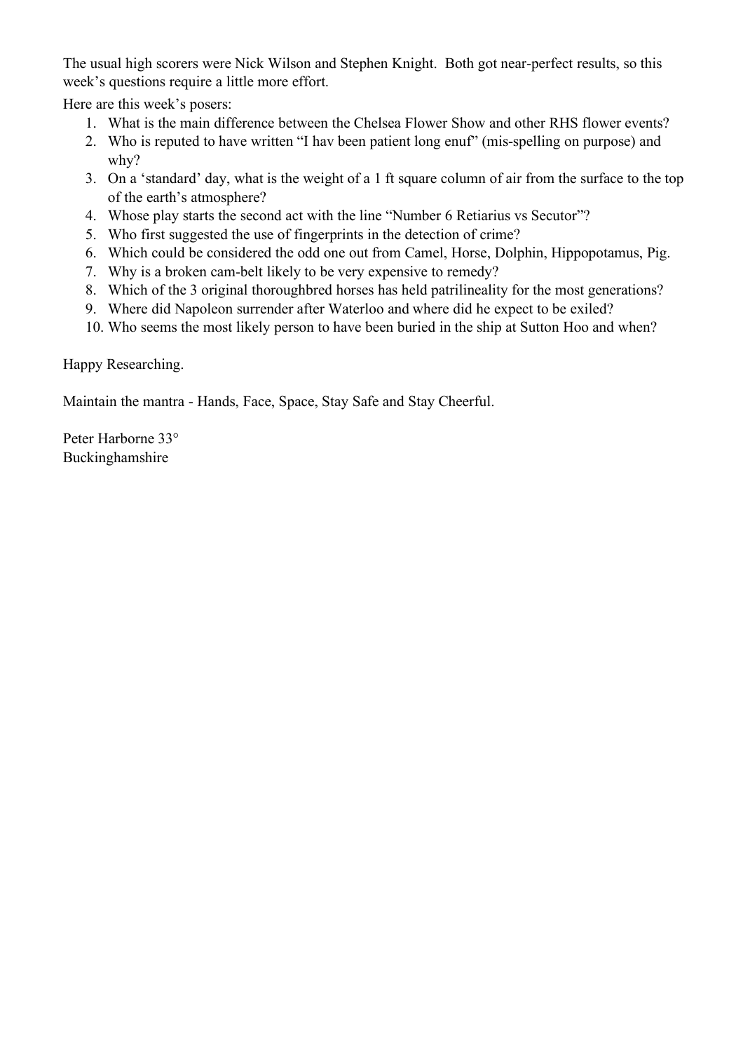The usual high scorers were Nick Wilson and Stephen Knight. Both got near-perfect results, so this week's questions require a little more effort.

Here are this week's posers:

1. What is the main difference between the Chelsea Flower Show and other RHS flower events?
2. Who is reputed to have written "I hav been patient long enuf" (mis-spelling on purpose) and why?
3. On a 'standard' day, what is the weight of a 1 ft square column of air from the surface to the top of the earth's atmosphere?
4. Whose play starts the second act with the line "Number 6 Retiarius vs Secutor"?
5. Who first suggested the use of fingerprints in the detection of crime?
6. Which could be considered the odd one out from Camel, Horse, Dolphin, Hippopotamus, Pig.
7. Why is a broken cam-belt likely to be very expensive to remedy?
8. Which of the 3 original thoroughbred horses has held patrilineality for the most generations?
9. Where did Napoleon surrender after Waterloo and where did he expect to be exiled?
10. Who seems the most likely person to have been buried in the ship at Sutton Hoo and when?

Happy Researching.

Maintain the mantra - Hands, Face, Space, Stay Safe and Stay Cheerful.

Peter Harborne 33°
Buckinghamshire